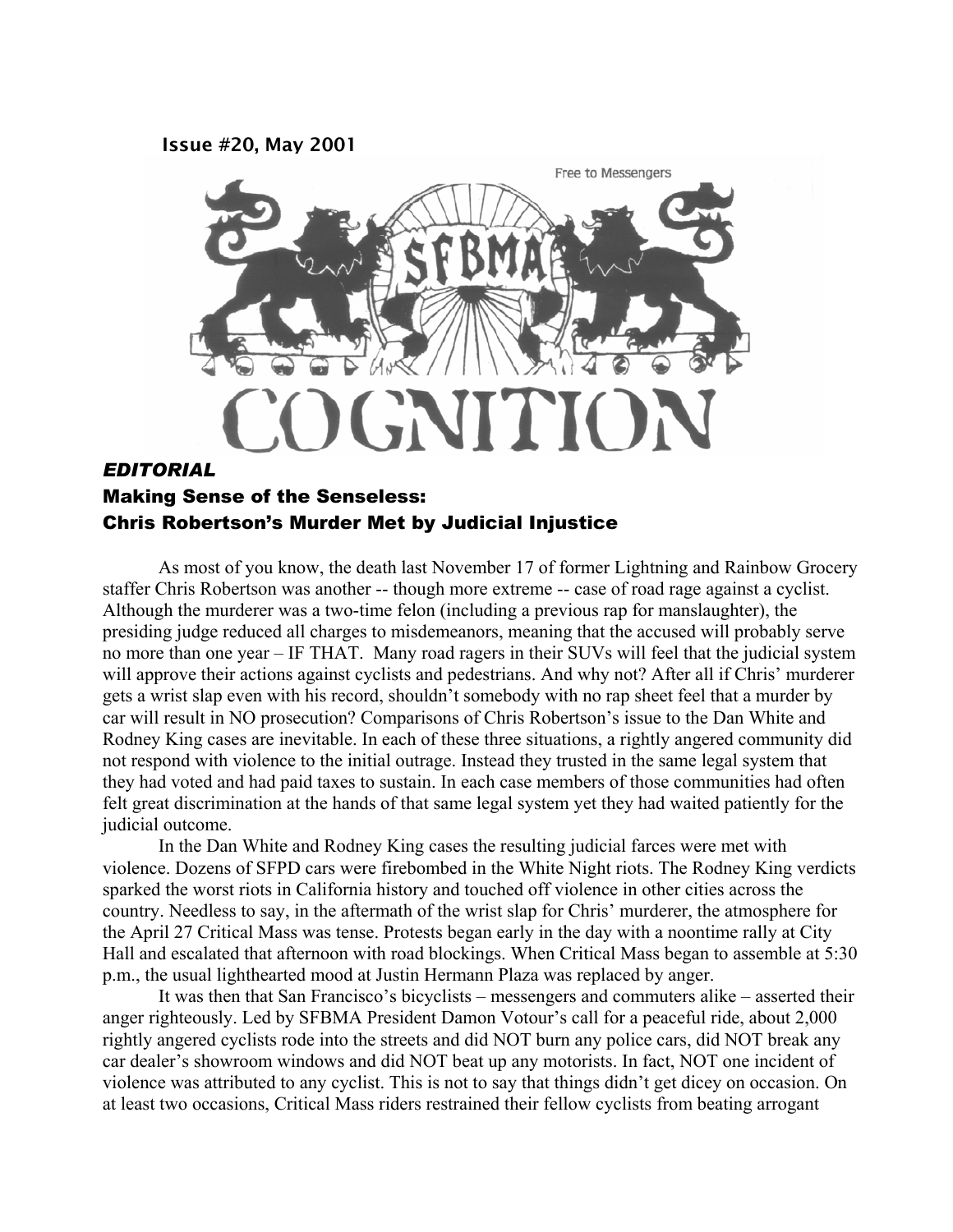Issue #20, May 2001

Free to Messengers

SFBMA

# COGNITION

***EDITORIAL***

## Making Sense of the Senseless: Chris Robertson's Murder Met by Judicial Injustice

As most of you know, the death last November 17 of former Lightning and Rainbow Grocery staffer Chris Robertson was another -- though more extreme -- case of road rage against a cyclist. Although the murderer was a two-time felon (including a previous rap for manslaughter), the presiding judge reduced all charges to misdemeanors, meaning that the accused will probably serve no more than one year – IF THAT. Many road ragers in their SUVs will feel that the judicial system will approve their actions against cyclists and pedestrians. And why not? After all if Chris' murderer gets a wrist slap even with his record, shouldn't somebody with no rap sheet feel that a murder by car will result in NO prosecution? Comparisons of Chris Robertson's issue to the Dan White and Rodney King cases are inevitable. In each of these three situations, a rightly angered community did not respond with violence to the initial outrage. Instead they trusted in the same legal system that they had voted and had paid taxes to sustain. In each case members of those communities had often felt great discrimination at the hands of that same legal system yet they had waited patiently for the judicial outcome.

In the Dan White and Rodney King cases the resulting judicial farces were met with violence. Dozens of SFPD cars were firebombed in the White Night riots. The Rodney King verdicts sparked the worst riots in California history and touched off violence in other cities across the country. Needless to say, in the aftermath of the wrist slap for Chris' murderer, the atmosphere for the April 27 Critical Mass was tense. Protests began early in the day with a noontime rally at City Hall and escalated that afternoon with road blockings. When Critical Mass began to assemble at 5:30 p.m., the usual lighthearted mood at Justin Hermann Plaza was replaced by anger.

It was then that San Francisco's bicyclists – messengers and commuters alike – asserted their anger righteously. Led by SFBMA President Damon Votour's call for a peaceful ride, about 2,000 rightly angered cyclists rode into the streets and did NOT burn any police cars, did NOT break any car dealer's showroom windows and did NOT beat up any motorists. In fact, NOT one incident of violence was attributed to any cyclist. This is not to say that things didn't get dicey on occasion. On at least two occasions, Critical Mass riders restrained their fellow cyclists from beating arrogant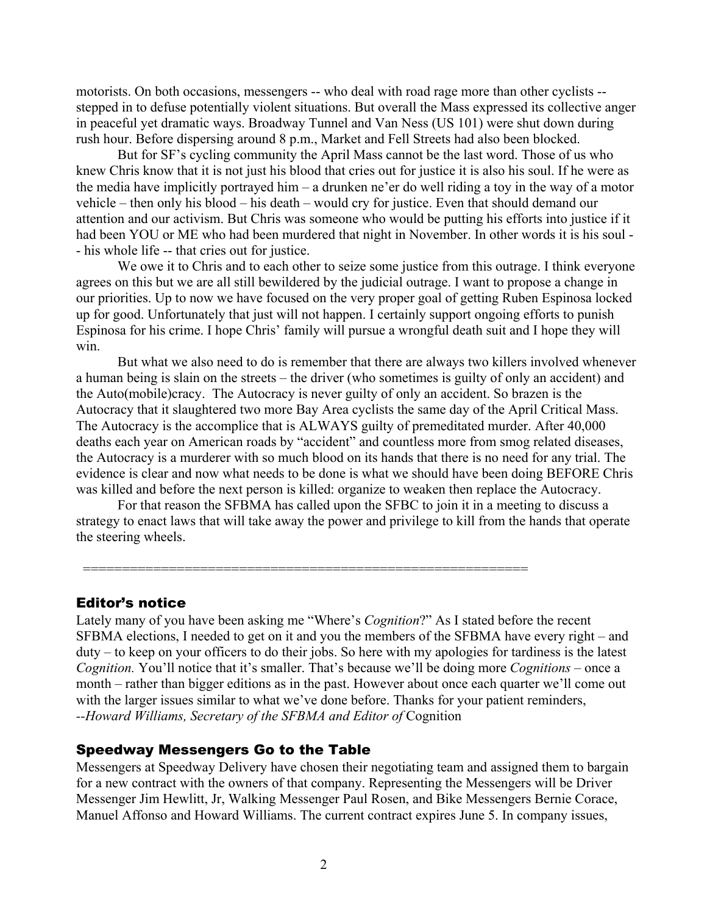motorists. On both occasions, messengers -- who deal with road rage more than other cyclists -- stepped in to defuse potentially violent situations. But overall the Mass expressed its collective anger in peaceful yet dramatic ways. Broadway Tunnel and Van Ness (US 101) were shut down during rush hour. Before dispersing around 8 p.m., Market and Fell Streets had also been blocked.

But for SF's cycling community the April Mass cannot be the last word. Those of us who knew Chris know that it is not just his blood that cries out for justice it is also his soul. If he were as the media have implicitly portrayed him – a drunken ne'er do well riding a toy in the way of a motor vehicle – then only his blood – his death – would cry for justice. Even that should demand our attention and our activism. But Chris was someone who would be putting his efforts into justice if it had been YOU or ME who had been murdered that night in November. In other words it is his soul -- his whole life -- that cries out for justice.

We owe it to Chris and to each other to seize some justice from this outrage. I think everyone agrees on this but we are all still bewildered by the judicial outrage. I want to propose a change in our priorities. Up to now we have focused on the very proper goal of getting Ruben Espinosa locked up for good. Unfortunately that just will not happen. I certainly support ongoing efforts to punish Espinosa for his crime. I hope Chris' family will pursue a wrongful death suit and I hope they will win.

But what we also need to do is remember that there are always two killers involved whenever a human being is slain on the streets – the driver (who sometimes is guilty of only an accident) and the Auto(mobile)cracy. The Autocracy is never guilty of only an accident. So brazen is the Autocracy that it slaughtered two more Bay Area cyclists the same day of the April Critical Mass. The Autocracy is the accomplice that is ALWAYS guilty of premeditated murder. After 40,000 deaths each year on American roads by "accident" and countless more from smog related diseases, the Autocracy is a murderer with so much blood on its hands that there is no need for any trial. The evidence is clear and now what needs to be done is what we should have been doing BEFORE Chris was killed and before the next person is killed: organize to weaken then replace the Autocracy.

For that reason the SFBMA has called upon the SFBC to join it in a meeting to discuss a strategy to enact laws that will take away the power and privilege to kill from the hands that operate the steering wheels.

========================================================

## Editor's notice

Lately many of you have been asking me "Where's *Cognition*?" As I stated before the recent SFBMA elections, I needed to get on it and you the members of the SFBMA have every right – and duty – to keep on your officers to do their jobs. So here with my apologies for tardiness is the latest *Cognition.* You'll notice that it's smaller. That's because we'll be doing more *Cognitions* – once a month – rather than bigger editions as in the past. However about once each quarter we'll come out with the larger issues similar to what we've done before. Thanks for your patient reminders,
*--Howard Williams, Secretary of the SFBMA and Editor of* Cognition

## Speedway Messengers Go to the Table

Messengers at Speedway Delivery have chosen their negotiating team and assigned them to bargain for a new contract with the owners of that company. Representing the Messengers will be Driver Messenger Jim Hewlitt, Jr, Walking Messenger Paul Rosen, and Bike Messengers Bernie Corace, Manuel Affonso and Howard Williams. The current contract expires June 5. In company issues,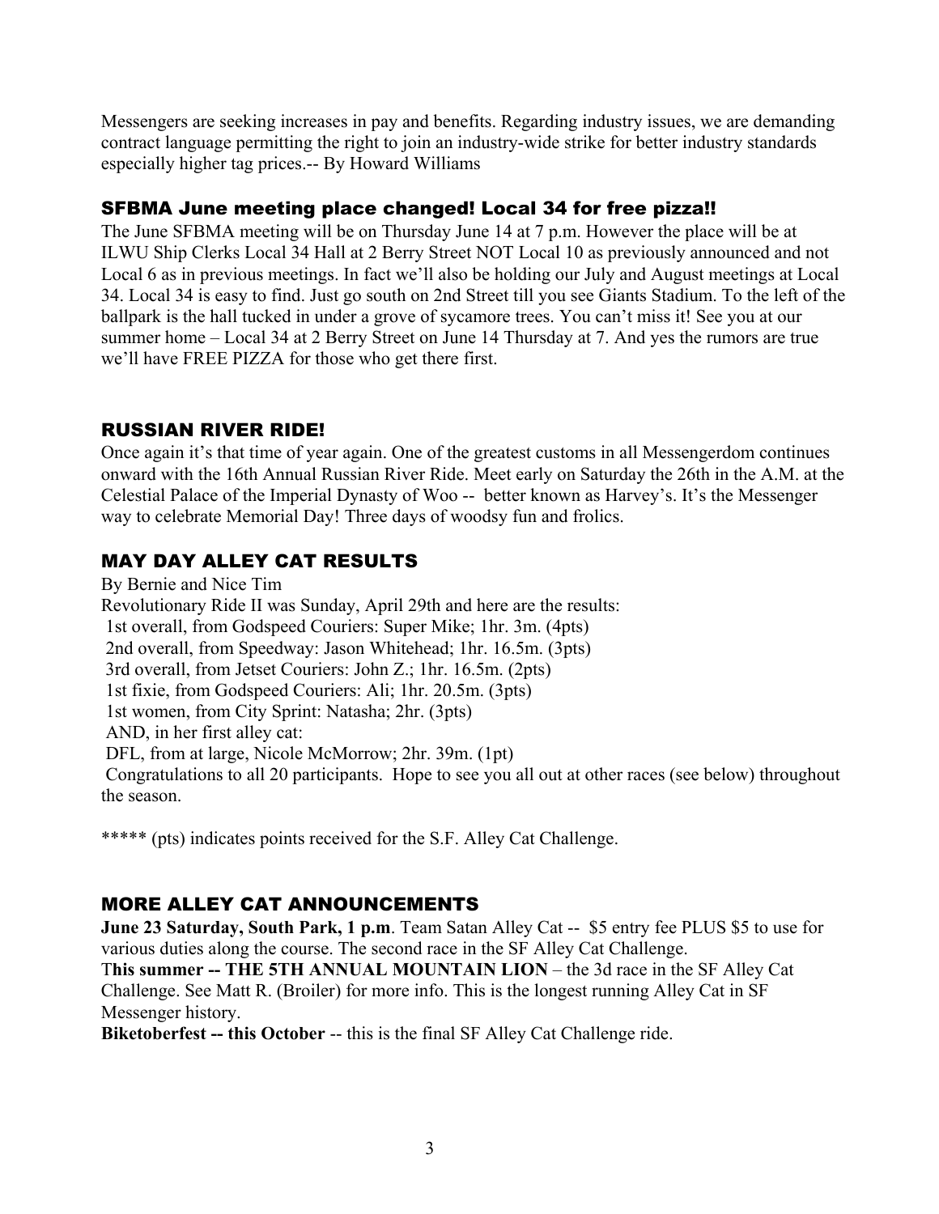Messengers are seeking increases in pay and benefits. Regarding industry issues, we are demanding contract language permitting the right to join an industry-wide strike for better industry standards especially higher tag prices.-- By Howard Williams

## SFBMA June meeting place changed! Local 34 for free pizza!!

The June SFBMA meeting will be on Thursday June 14 at 7 p.m. However the place will be at ILWU Ship Clerks Local 34 Hall at 2 Berry Street NOT Local 10 as previously announced and not Local 6 as in previous meetings. In fact we'll also be holding our July and August meetings at Local 34. Local 34 is easy to find. Just go south on 2nd Street till you see Giants Stadium. To the left of the ballpark is the hall tucked in under a grove of sycamore trees. You can't miss it! See you at our summer home – Local 34 at 2 Berry Street on June 14 Thursday at 7. And yes the rumors are true we'll have FREE PIZZA for those who get there first.

## RUSSIAN RIVER RIDE!

Once again it's that time of year again. One of the greatest customs in all Messengerdom continues onward with the 16th Annual Russian River Ride. Meet early on Saturday the 26th in the A.M. at the Celestial Palace of the Imperial Dynasty of Woo -- better known as Harvey's. It's the Messenger way to celebrate Memorial Day! Three days of woodsy fun and frolics.

## MAY DAY ALLEY CAT RESULTS

By Bernie and Nice Tim

Revolutionary Ride II was Sunday, April 29th and here are the results:

1st overall, from Godspeed Couriers: Super Mike; 1hr. 3m. (4pts)
2nd overall, from Speedway: Jason Whitehead; 1hr. 16.5m. (3pts)
3rd overall, from Jetset Couriers: John Z.; 1hr. 16.5m. (2pts)
1st fixie, from Godspeed Couriers: Ali; 1hr. 20.5m. (3pts)
1st women, from City Sprint: Natasha; 2hr. (3pts)
AND, in her first alley cat:
DFL, from at large, Nicole McMorrow; 2hr. 39m. (1pt)

Congratulations to all 20 participants. Hope to see you all out at other races (see below) throughout the season.

***** (pts) indicates points received for the S.F. Alley Cat Challenge.

## MORE ALLEY CAT ANNOUNCEMENTS

**June 23 Saturday, South Park, 1 p.m**. Team Satan Alley Cat -- $5 entry fee PLUS $5 to use for various duties along the course. The second race in the SF Alley Cat Challenge.

T**his summer -- THE 5TH ANNUAL MOUNTAIN LION** – the 3d race in the SF Alley Cat Challenge. See Matt R. (Broiler) for more info. This is the longest running Alley Cat in SF Messenger history.

**Biketoberfest -- this October** -- this is the final SF Alley Cat Challenge ride.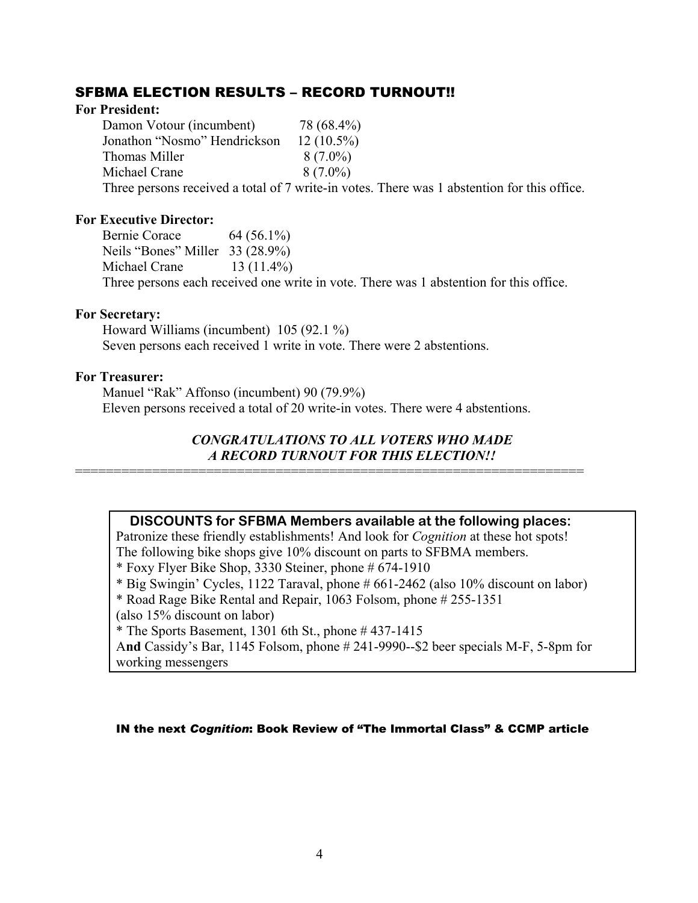## SFBMA ELECTION RESULTS – RECORD TURNOUT!!

**For President:**

Damon Votour (incumbent) 78 (68.4%)
Jonathon "Nosmo" Hendrickson 12 (10.5%)
Thomas Miller 8 (7.0%)
Michael Crane 8 (7.0%)
Three persons received a total of 7 write-in votes. There was 1 abstention for this office.

**For Executive Director:**

Bernie Corace 64 (56.1%)
Neils "Bones" Miller 33 (28.9%)
Michael Crane 13 (11.4%)
Three persons each received one write in vote. There was 1 abstention for this office.

**For Secretary:**

Howard Williams (incumbent) 105 (92.1 %)
Seven persons each received 1 write in vote. There were 2 abstentions.

**For Treasurer:**

Manuel "Rak" Affonso (incumbent) 90 (79.9%)
Eleven persons received a total of 20 write-in votes. There were 4 abstentions.

***CONGRATULATIONS TO ALL VOTERS WHO MADE A RECORD TURNOUT FOR THIS ELECTION!!***

---

**DISCOUNTS for SFBMA Members available at the following places:**

Patronize these friendly establishments! And look for *Cognition* at these hot spots!
The following bike shops give 10% discount on parts to SFBMA members.

* Foxy Flyer Bike Shop, 3330 Steiner, phone # 674-1910
* Big Swingin' Cycles, 1122 Taraval, phone # 661-2462 (also 10% discount on labor)
* Road Rage Bike Rental and Repair, 1063 Folsom, phone # 255-1351 (also 15% discount on labor)
* The Sports Basement, 1301 6th St., phone # 437-1415

A**nd** Cassidy's Bar, 1145 Folsom, phone # 241-9990--$2 beer specials M-F, 5-8pm for working messengers

**IN the next *Cognition*: Book Review of "The Immortal Class" & CCMP article**